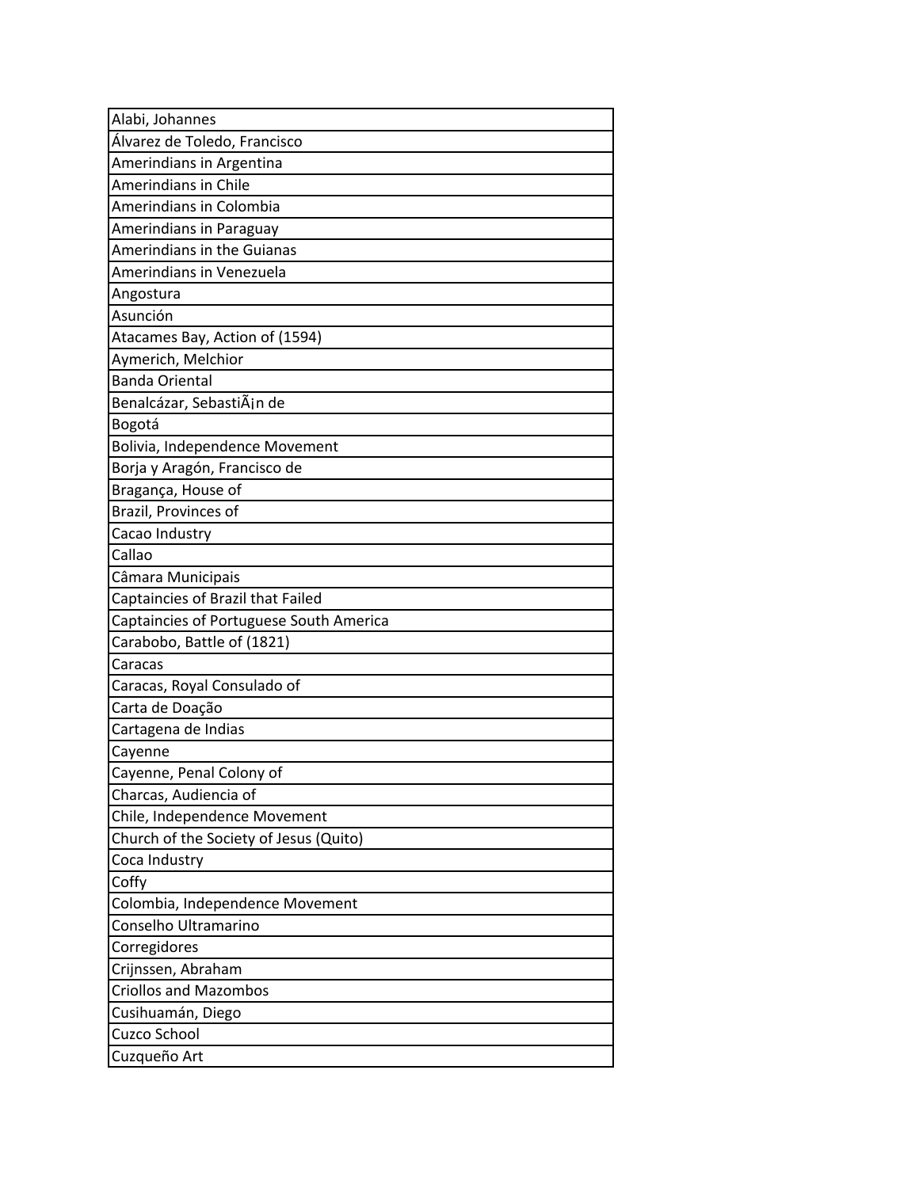| Alabi, Johannes |
| --- |
| Álvarez de Toledo, Francisco |
| Amerindians in Argentina |
| Amerindians in Chile |
| Amerindians in Colombia |
| Amerindians in Paraguay |
| Amerindians in the Guianas |
| Amerindians in Venezuela |
| Angostura |
| Asunción |
| Atacames Bay, Action of (1594) |
| Aymerich, Melchior |
| Banda Oriental |
| Benalcázar, SebastiÃ¡n de |
| Bogotá |
| Bolivia, Independence Movement |
| Borja y Aragón, Francisco de |
| Bragança, House of |
| Brazil, Provinces of |
| Cacao Industry |
| Callao |
| Câmara Municipais |
| Captaincies of Brazil that Failed |
| Captaincies of Portuguese South America |
| Carabobo, Battle of (1821) |
| Caracas |
| Caracas, Royal Consulado of |
| Carta de Doação |
| Cartagena de Indias |
| Cayenne |
| Cayenne, Penal Colony of |
| Charcas, Audiencia of |
| Chile, Independence Movement |
| Church of the Society of Jesus (Quito) |
| Coca Industry |
| Coffy |
| Colombia, Independence Movement |
| Conselho Ultramarino |
| Corregidores |
| Crijnssen, Abraham |
| Criollos and Mazombos |
| Cusihuamán, Diego |
| Cuzco School |
| Cuzqueño Art |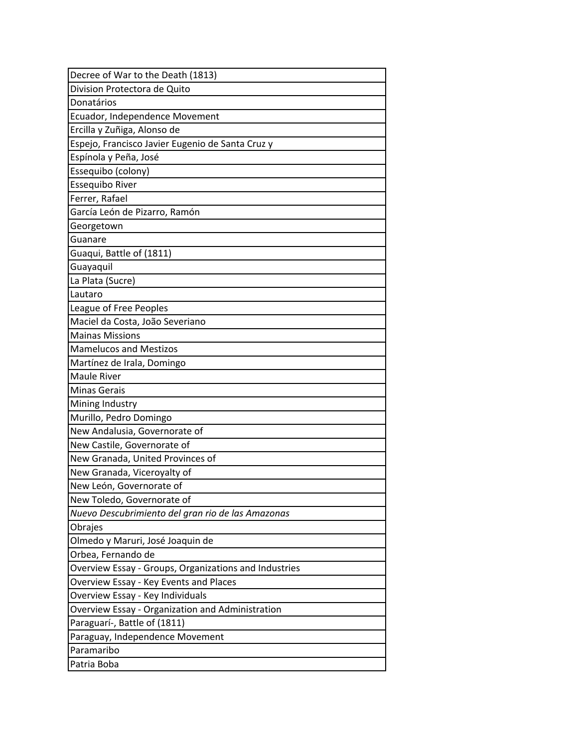| Decree of War to the Death (1813) |
|---|
| Division Protectora de Quito |
| Donatários |
| Ecuador, Independence Movement |
| Ercilla y Zuñiga, Alonso de |
| Espejo, Francisco Javier Eugenio de Santa Cruz y |
| Espínola y Peña, José |
| Essequibo (colony) |
| Essequibo River |
| Ferrer, Rafael |
| García León de Pizarro, Ramón |
| Georgetown |
| Guanare |
| Guaqui, Battle of (1811) |
| Guayaquil |
| La Plata (Sucre) |
| Lautaro |
| League of Free Peoples |
| Maciel da Costa, João Severiano |
| Mainas Missions |
| Mamelucos and Mestizos |
| Martínez de Irala, Domingo |
| Maule River |
| Minas Gerais |
| Mining Industry |
| Murillo, Pedro Domingo |
| New Andalusia, Governorate of |
| New Castile, Governorate of |
| New Granada, United Provinces of |
| New Granada, Viceroyalty of |
| New León, Governorate of |
| New Toledo, Governorate of |
| *Nuevo Descubrimiento del gran rio de las Amazonas* |
| Obrajes |
| Olmedo y Maruri, José Joaquin de |
| Orbea, Fernando de |
| Overview Essay - Groups, Organizations and Industries |
| Overview Essay - Key Events and Places |
| Overview Essay - Key Individuals |
| Overview Essay - Organization and Administration |
| Paraguarí-, Battle of (1811) |
| Paraguay, Independence Movement |
| Paramaribo |
| Patria Boba |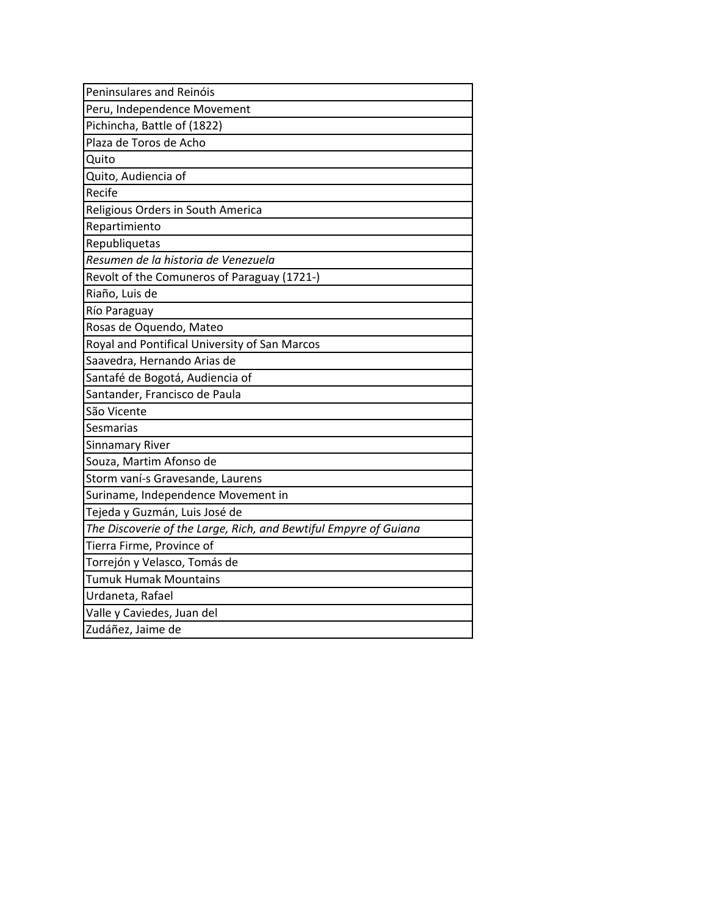| |
| --- |
| Peninsulares and Reinóis |
| Peru, Independence Movement |
| Pichincha, Battle of (1822) |
| Plaza de Toros de Acho |
| Quito |
| Quito, Audiencia of |
| Recife |
| Religious Orders in South America |
| Repartimiento |
| Republiquetas |
| *Resumen de la historia de Venezuela* |
| Revolt of the Comuneros of Paraguay (1721-) |
| Riaño, Luis de |
| Río Paraguay |
| Rosas de Oquendo, Mateo |
| Royal and Pontifical University of San Marcos |
| Saavedra, Hernando Arias de |
| Santafé de Bogotá, Audiencia of |
| Santander, Francisco de Paula |
| São Vicente |
| Sesmarias |
| Sinnamary River |
| Souza, Martim Afonso de |
| Storm vaní-s Gravesande, Laurens |
| Suriname, Independence Movement in |
| Tejeda y Guzmán, Luis José de |
| *The Discoverie of the Large, Rich, and Bewtiful Empyre of Guiana* |
| Tierra Firme, Province of |
| Torrejón y Velasco, Tomás de |
| Tumuk Humak Mountains |
| Urdaneta, Rafael |
| Valle y Caviedes, Juan del |
| Zudáñez, Jaime de |